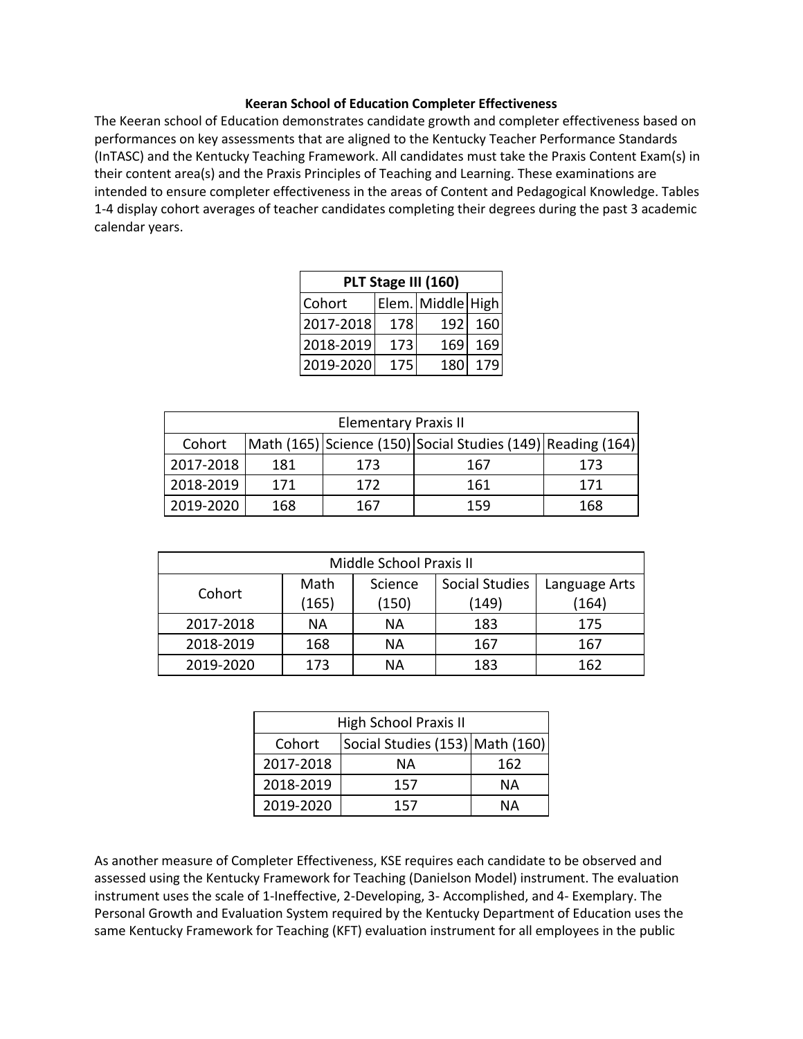**Keeran School of Education Completer Effectiveness**

The Keeran school of Education demonstrates candidate growth and completer effectiveness based on performances on key assessments that are aligned to the Kentucky Teacher Performance Standards (InTASC) and the Kentucky Teaching Framework. All candidates must take the Praxis Content Exam(s) in their content area(s) and the Praxis Principles of Teaching and Learning. These examinations are intended to ensure completer effectiveness in the areas of Content and Pedagogical Knowledge. Tables 1-4 display cohort averages of teacher candidates completing their degrees during the past 3 academic calendar years.

| **PLT Stage III (160)** | | | |
|---|---|---|---|
| Cohort | Elem. | Middle | High |
| 2017-2018 | 178 | 192 | 160 |
| 2018-2019 | 173 | 169 | 169 |
| 2019-2020 | 175 | 180 | 179 |

| Elementary Praxis II | | | | |
|---|---|---|---|---|
| Cohort | Math (165) | Science (150) | Social Studies (149) | Reading (164) |
| 2017-2018 | 181 | 173 | 167 | 173 |
| 2018-2019 | 171 | 172 | 161 | 171 |
| 2019-2020 | 168 | 167 | 159 | 168 |

| Middle School Praxis II | | | | |
|---|---|---|---|---|
| Cohort | Math (165) | Science (150) | Social Studies (149) | Language Arts (164) |
| 2017-2018 | NA | NA | 183 | 175 |
| 2018-2019 | 168 | NA | 167 | 167 |
| 2019-2020 | 173 | NA | 183 | 162 |

| High School Praxis II | | |
|---|---|---|
| Cohort | Social Studies (153) | Math (160) |
| 2017-2018 | NA | 162 |
| 2018-2019 | 157 | NA |
| 2019-2020 | 157 | NA |

As another measure of Completer Effectiveness, KSE requires each candidate to be observed and assessed using the Kentucky Framework for Teaching (Danielson Model) instrument. The evaluation instrument uses the scale of 1-Ineffective, 2-Developing, 3- Accomplished, and 4- Exemplary. The Personal Growth and Evaluation System required by the Kentucky Department of Education uses the same Kentucky Framework for Teaching (KFT) evaluation instrument for all employees in the public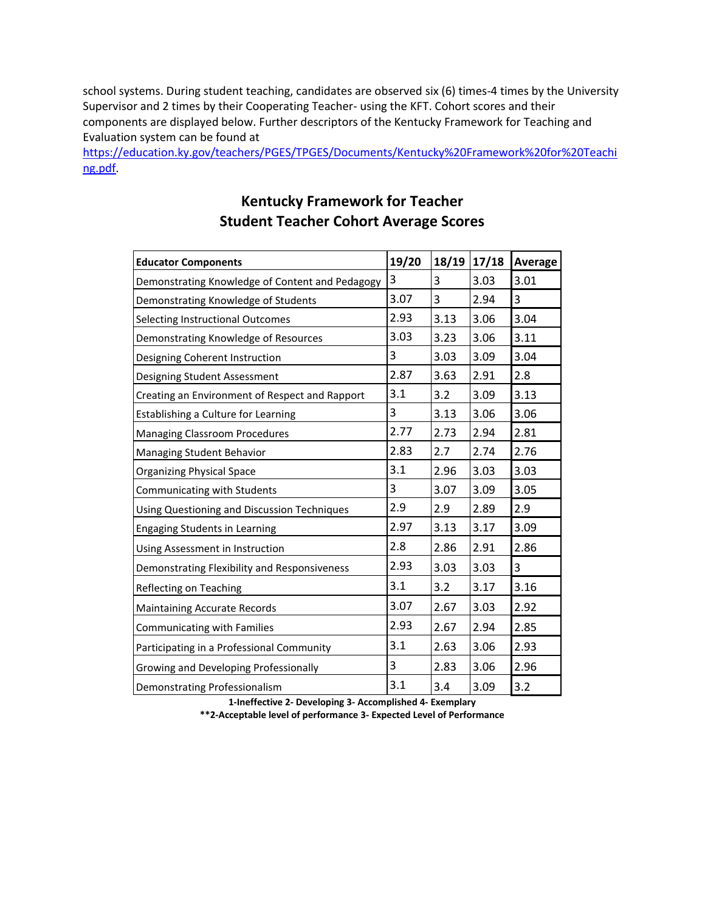school systems. During student teaching, candidates are observed six (6) times-4 times by the University Supervisor and 2 times by their Cooperating Teacher- using the KFT. Cohort scores and their components are displayed below. Further descriptors of the Kentucky Framework for Teaching and Evaluation system can be found at https://education.ky.gov/teachers/PGES/TPGES/Documents/Kentucky%20Framework%20for%20Teaching.pdf.

## Kentucky Framework for Teacher
## Student Teacher Cohort Average Scores

| Educator Components | 19/20 | 18/19 | 17/18 | Average |
|---|---|---|---|---|
| Demonstrating Knowledge of Content and Pedagogy | 3 | 3 | 3.03 | 3.01 |
| Demonstrating Knowledge of Students | 3.07 | 3 | 2.94 | 3 |
| Selecting Instructional Outcomes | 2.93 | 3.13 | 3.06 | 3.04 |
| Demonstrating Knowledge of Resources | 3.03 | 3.23 | 3.06 | 3.11 |
| Designing Coherent Instruction | 3 | 3.03 | 3.09 | 3.04 |
| Designing Student Assessment | 2.87 | 3.63 | 2.91 | 2.8 |
| Creating an Environment of Respect and Rapport | 3.1 | 3.2 | 3.09 | 3.13 |
| Establishing a Culture for Learning | 3 | 3.13 | 3.06 | 3.06 |
| Managing Classroom Procedures | 2.77 | 2.73 | 2.94 | 2.81 |
| Managing Student Behavior | 2.83 | 2.7 | 2.74 | 2.76 |
| Organizing Physical Space | 3.1 | 2.96 | 3.03 | 3.03 |
| Communicating with Students | 3 | 3.07 | 3.09 | 3.05 |
| Using Questioning and Discussion Techniques | 2.9 | 2.9 | 2.89 | 2.9 |
| Engaging Students in Learning | 2.97 | 3.13 | 3.17 | 3.09 |
| Using Assessment in Instruction | 2.8 | 2.86 | 2.91 | 2.86 |
| Demonstrating Flexibility and Responsiveness | 2.93 | 3.03 | 3.03 | 3 |
| Reflecting on Teaching | 3.1 | 3.2 | 3.17 | 3.16 |
| Maintaining Accurate Records | 3.07 | 2.67 | 3.03 | 2.92 |
| Communicating with Families | 2.93 | 2.67 | 2.94 | 2.85 |
| Participating in a Professional Community | 3.1 | 2.63 | 3.06 | 2.93 |
| Growing and Developing Professionally | 3 | 2.83 | 3.06 | 2.96 |
| Demonstrating Professionalism | 3.1 | 3.4 | 3.09 | 3.2 |

**1-Ineffective 2- Developing 3- Accomplished 4- Exemplary**

****2-Acceptable level of performance 3- Expected Level of Performance**